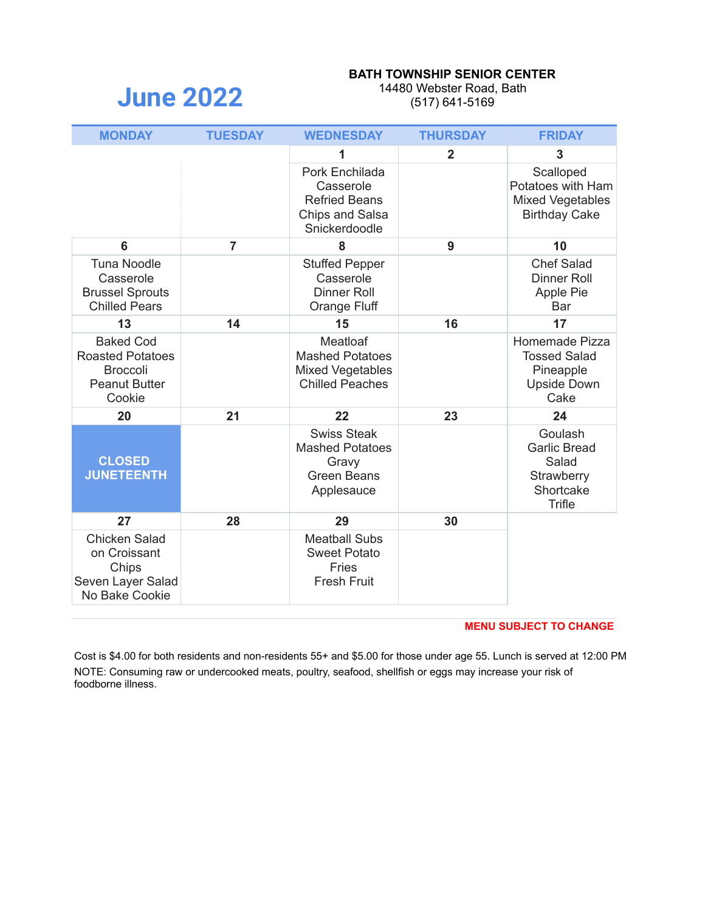# June 2022

**BATH TOWNSHIP SENIOR CENTER**
14480 Webster Road, Bath
(517) 641-5169

| MONDAY | TUESDAY | WEDNESDAY | THURSDAY | FRIDAY |
|---|---|---|---|---|
| | | **1** | **2** | **3** |
| | | Pork Enchilada Casserole<br>Refried Beans<br>Chips and Salsa<br>Snickerdoodle | | Scalloped Potatoes with Ham<br>Mixed Vegetables<br>Birthday Cake |
| **6** | **7** | **8** | **9** | **10** |
| Tuna Noodle Casserole<br>Brussel Sprouts<br>Chilled Pears | | Stuffed Pepper Casserole<br>Dinner Roll<br>Orange Fluff | | Chef Salad<br>Dinner Roll<br>Apple Pie Bar |
| **13** | **14** | **15** | **16** | **17** |
| Baked Cod<br>Roasted Potatoes<br>Broccoli<br>Peanut Butter Cookie | | Meatloaf<br>Mashed Potatoes<br>Mixed Vegetables<br>Chilled Peaches | | Homemade Pizza<br>Tossed Salad<br>Pineapple Upside Down Cake |
| **20** | **21** | **22** | **23** | **24** |
| **CLOSED JUNETEENTH** | | Swiss Steak<br>Mashed Potatoes<br>Gravy<br>Green Beans<br>Applesauce | | Goulash<br>Garlic Bread<br>Salad<br>Strawberry Shortcake Trifle |
| **27** | **28** | **29** | **30** | |
| Chicken Salad on Croissant<br>Chips<br>Seven Layer Salad<br>No Bake Cookie | | Meatball Subs<br>Sweet Potato Fries<br>Fresh Fruit | | |

**MENU SUBJECT TO CHANGE**

Cost is $4.00 for both residents and non-residents 55+ and $5.00 for those under age 55. Lunch is served at 12:00 PM

NOTE: Consuming raw or undercooked meats, poultry, seafood, shellfish or eggs may increase your risk of foodborne illness.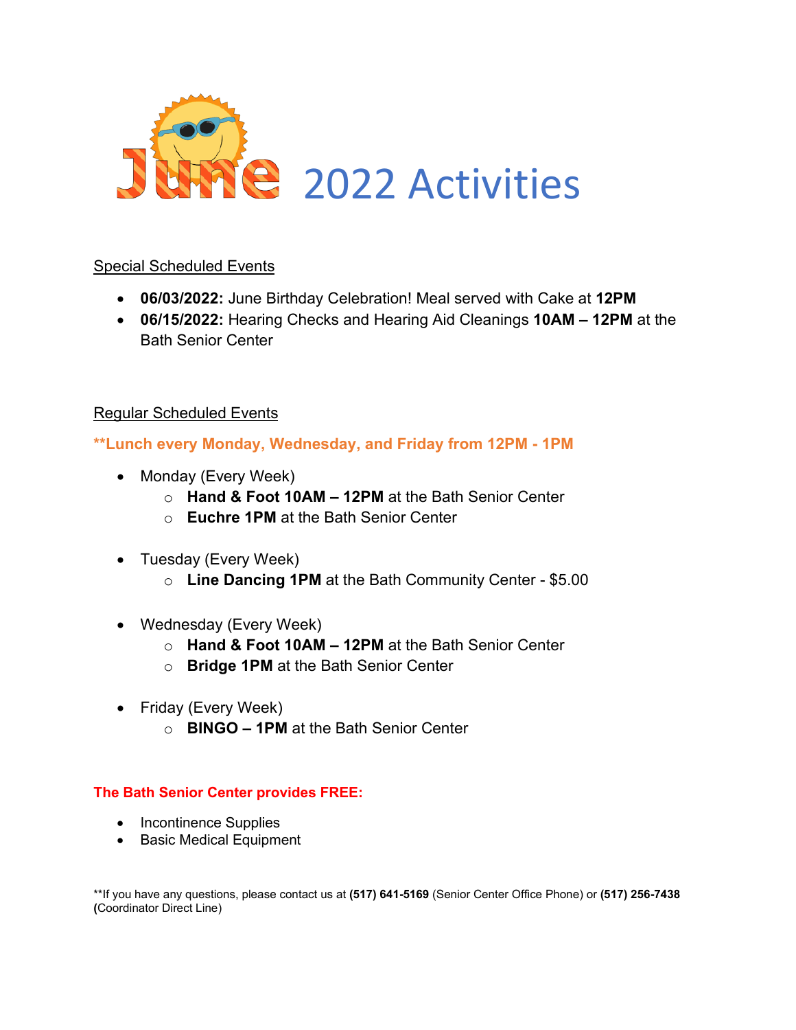# June 2022 Activities

Special Scheduled Events

- **06/03/2022:** June Birthday Celebration! Meal served with Cake at **12PM**
- **06/15/2022:** Hearing Checks and Hearing Aid Cleanings **10AM – 12PM** at the Bath Senior Center

Regular Scheduled Events

****Lunch every Monday, Wednesday, and Friday from 12PM - 1PM**

- Monday (Every Week)
  - **Hand & Foot 10AM – 12PM** at the Bath Senior Center
  - **Euchre 1PM** at the Bath Senior Center
- Tuesday (Every Week)
  - **Line Dancing 1PM** at the Bath Community Center - $5.00
- Wednesday (Every Week)
  - **Hand & Foot 10AM – 12PM** at the Bath Senior Center
  - **Bridge 1PM** at the Bath Senior Center
- Friday (Every Week)
  - **BINGO – 1PM** at the Bath Senior Center

**The Bath Senior Center provides FREE:**

- Incontinence Supplies
- Basic Medical Equipment

**If you have any questions, please contact us at **(517) 641-5169** (Senior Center Office Phone) or **(517) 256-7438** (Coordinator Direct Line)